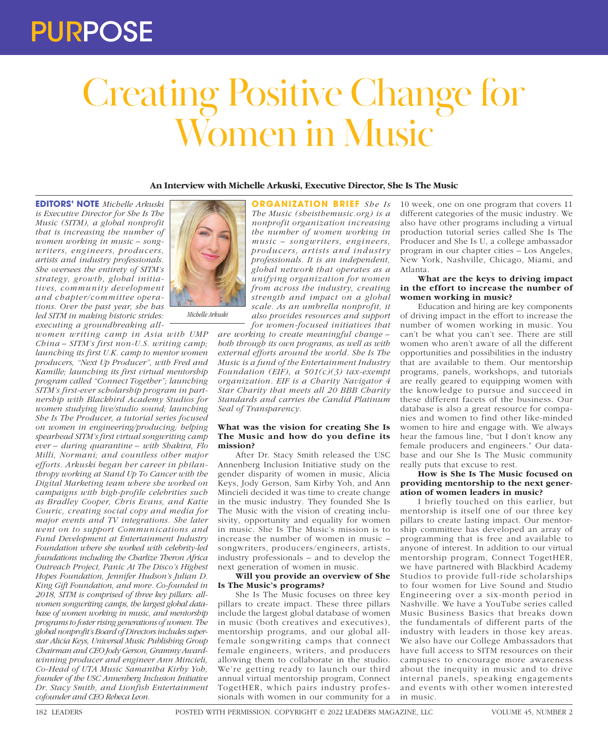# Creating Positive Change for Women in Music

**An Interview with Michelle Arkuski, Executive Director, She Is The Music**

**EDITORS' NOTE** *Michelle Arkuski is Executive Director for She Is The Music (SITM), a global nonprofit that is increasing the number of women working in music – songwriters, engineers, producers, artists and industry professionals. She oversees the entirety of SITM's strategy, growth, global initiatives, community development and chapter/committee operations. Over the past year, she has led SITM in making historic strides: executing a groundbreaking all-women writing camp in Asia with UMP China – SITM's first non-U.S. writing camp; launching its first U.K. camp to mentor women producers, "Next Up Producer", with Fred and Kamille; launching its first virtual mentorship program called "Connect Together"; launching SITM's first-ever scholarship program in partnership with Blackbird Academy Studios for women studying live/studio sound; launching She Is The Producer, a tutorial series focused on women in engineering/producing; helping spearhead SITM's first virtual songwriting camp ever – during quarantine – with Shakira, Flo Milli, Normani; and countless other major efforts. Arkuski began her career in philanthropy working at Stand Up To Cancer with the Digital Marketing team where she worked on campaigns with high-profile celebrities such as Bradley Cooper, Chris Evans, and Katie Couric, creating social copy and media for major events and TV integrations. She later went on to support Communications and Fund Development at Entertainment Industry Foundation where she worked with celebrity-led foundations including the Charlize Theron Africa Outreach Project, Panic At The Disco's Highest Hopes Foundation, Jennifer Hudson's Julian D. King Gift Foundation, and more. Co-founded in 2018, SITM is comprised of three key pillars: all-women songwriting camps, the largest global database of women in music, and mentorship programs to foster rising generations of women. The global nonprofit's Board of Directors includes superstar Alicia Keys, Universal Music Publishing Group Chairman and CEO Jody Gerson, Grammy Award-winning producer and engineer Ann Mincieli, Co-Head of UTA Music Samantha Kirby Yoh, founder of the USC Annenberg Inclusion Initiative Dr. Stacy Smith, and Lionfish Entertainment cofounder and CEO Rebeca Leon.*

*Michelle Arkuski*

**ORGANIZATION BRIEF** *She Is The Music (sheisthemusic.org) is a nonprofit organization increasing the number of women working in music – songwriters, engineers, producers, artists and industry professionals. It is an independent, global network that operates as a unifying organization for women from across the industry, creating strength and impact on a global scale. As an umbrella nonprofit, it also provides resources and support for women-focused initiatives that are working to create meaningful change – both through its own programs, as well as with external efforts around the world. She Is The Music is a fund of the Entertainment Industry Foundation (EIF), a 501(c)(3) tax-exempt organization. EIF is a Charity Navigator 4 Star Charity that meets all 20 BBB Charity Standards and carries the Candid Platinum Seal of Transparency.*

**What was the vision for creating She Is The Music and how do you define its mission?**

After Dr. Stacy Smith released the USC Annenberg Inclusion Initiative study on the gender disparity of women in music, Alicia Keys, Jody Gerson, Sam Kirby Yoh, and Ann Mincieli decided it was time to create change in the music industry. They founded She Is The Music with the vision of creating inclusivity, opportunity and equality for women in music. She Is The Music's mission is to increase the number of women in music – songwriters, producers/engineers, artists, industry professionals – and to develop the next generation of women in music.

**Will you provide an overview of She Is The Music's programs?**

She Is The Music focuses on three key pillars to create impact. These three pillars include the largest global database of women in music (both creatives and executives), mentorship programs, and our global all-female songwriting camps that connect female engineers, writers, and producers allowing them to collaborate in the studio. We're getting ready to launch our third annual virtual mentorship program, Connect TogetHER, which pairs industry professionals with women in our community for a 10 week, one on one program that covers 11 different categories of the music industry. We also have other programs including a virtual production tutorial series called She Is The Producer and She Is U, a college ambassador program in our chapter cities – Los Angeles, New York, Nashville, Chicago, Miami, and Atlanta.

**What are the keys to driving impact in the effort to increase the number of women working in music?**

Education and hiring are key components of driving impact in the effort to increase the number of women working in music. You can't be what you can't see. There are still women who aren't aware of all the different opportunities and possibilities in the industry that are available to them. Our mentorship programs, panels, workshops, and tutorials are really geared to equipping women with the knowledge to pursue and succeed in these different facets of the business. Our database is also a great resource for companies and women to find other like-minded women to hire and engage with. We always hear the famous line, "but I don't know any female producers and engineers." Our database and our She Is The Music community really puts that excuse to rest.

**How is She Is The Music focused on providing mentorship to the next generation of women leaders in music?**

I briefly touched on this earlier, but mentorship is itself one of our three key pillars to create lasting impact. Our mentorship committee has developed an array of programming that is free and available to anyone of interest. In addition to our virtual mentorship program, Connect TogetHER, we have partnered with Blackbird Academy Studios to provide full-ride scholarships to four women for Live Sound and Studio Engineering over a six-month period in Nashville. We have a YouTube series called Music Business Basics that breaks down the fundamentals of different parts of the industry with leaders in those key areas. We also have our College Ambassadors that have full access to SITM resources on their campuses to encourage more awareness about the inequity in music and to drive internal panels, speaking engagements and events with other women interested in music.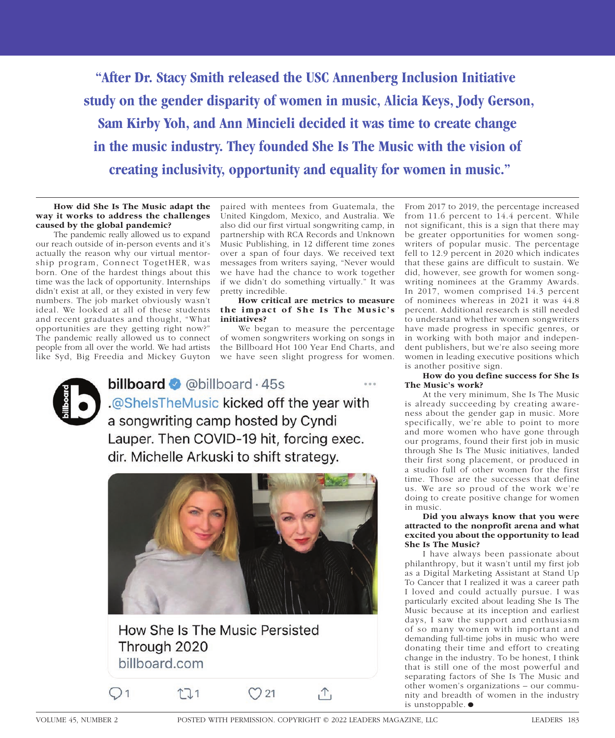**"After Dr. Stacy Smith released the USC Annenberg Inclusion Initiative study on the gender disparity of women in music, Alicia Keys, Jody Gerson, Sam Kirby Yoh, and Ann Mincieli decided it was time to create change in the music industry. They founded She Is The Music with the vision of creating inclusivity, opportunity and equality for women in music."**

**How did She Is The Music adapt the way it works to address the challenges caused by the global pandemic?**

The pandemic really allowed us to expand our reach outside of in-person events and it's actually the reason why our virtual mentorship program, Connect TogetHER, was born. One of the hardest things about this time was the lack of opportunity. Internships didn't exist at all, or they existed in very few numbers. The job market obviously wasn't ideal. We looked at all of these students and recent graduates and thought, "What opportunities are they getting right now?" The pandemic really allowed us to connect people from all over the world. We had artists like Syd, Big Freedia and Mickey Guyton paired with mentees from Guatemala, the United Kingdom, Mexico, and Australia. We also did our first virtual songwriting camp, in partnership with RCA Records and Unknown Music Publishing, in 12 different time zones over a span of four days. We received text messages from writers saying, "Never would we have had the chance to work together if we didn't do something virtually." It was pretty incredible.

**How critical are metrics to measure the impact of She Is The Music's initiatives?**

We began to measure the percentage of women songwriters working on songs in the Billboard Hot 100 Year End Charts, and we have seen slight progress for women. From 2017 to 2019, the percentage increased from 11.6 percent to 14.4 percent. While not significant, this is a sign that there may be greater opportunities for women songwriters of popular music. The percentage fell to 12.9 percent in 2020 which indicates that these gains are difficult to sustain. We did, however, see growth for women songwriting nominees at the Grammy Awards. In 2017, women comprised 14.3 percent of nominees whereas in 2021 it was 44.8 percent. Additional research is still needed to understand whether women songwriters have made progress in specific genres, or in working with both major and independent publishers, but we're also seeing more women in leading executive positions which is another positive sign.

**How do you define success for She Is The Music's work?**

At the very minimum, She Is The Music is already succeeding by creating awareness about the gender gap in music. More specifically, we're able to point to more and more women who have gone through our programs, found their first job in music through She Is The Music initiatives, landed their first song placement, or produced in a studio full of other women for the first time. Those are the successes that define us. We are so proud of the work we're doing to create positive change for women in music.

**Did you always know that you were attracted to the nonprofit arena and what excited you about the opportunity to lead She Is The Music?**

I have always been passionate about philanthropy, but it wasn't until my first job as a Digital Marketing Assistant at Stand Up To Cancer that I realized it was a career path I loved and could actually pursue. I was particularly excited about leading She Is The Music because at its inception and earliest days, I saw the support and enthusiasm of so many women with important and demanding full-time jobs in music who were donating their time and effort to creating change in the industry. To be honest, I think that is still one of the most powerful and separating factors of She Is The Music and other women's organizations – our community and breadth of women in the industry is unstoppable. ●

billboard @billboard · 45s

.@ShelsTheMusic kicked off the year with a songwriting camp hosted by Cyndi Lauper. Then COVID-19 hit, forcing exec. dir. Michelle Arkuski to shift strategy.

How She Is The Music Persisted Through 2020
billboard.com

1 1 21

POSTED WITH PERMISSION. COPYRIGHT © 2022 LEADERS MAGAZINE, LLC